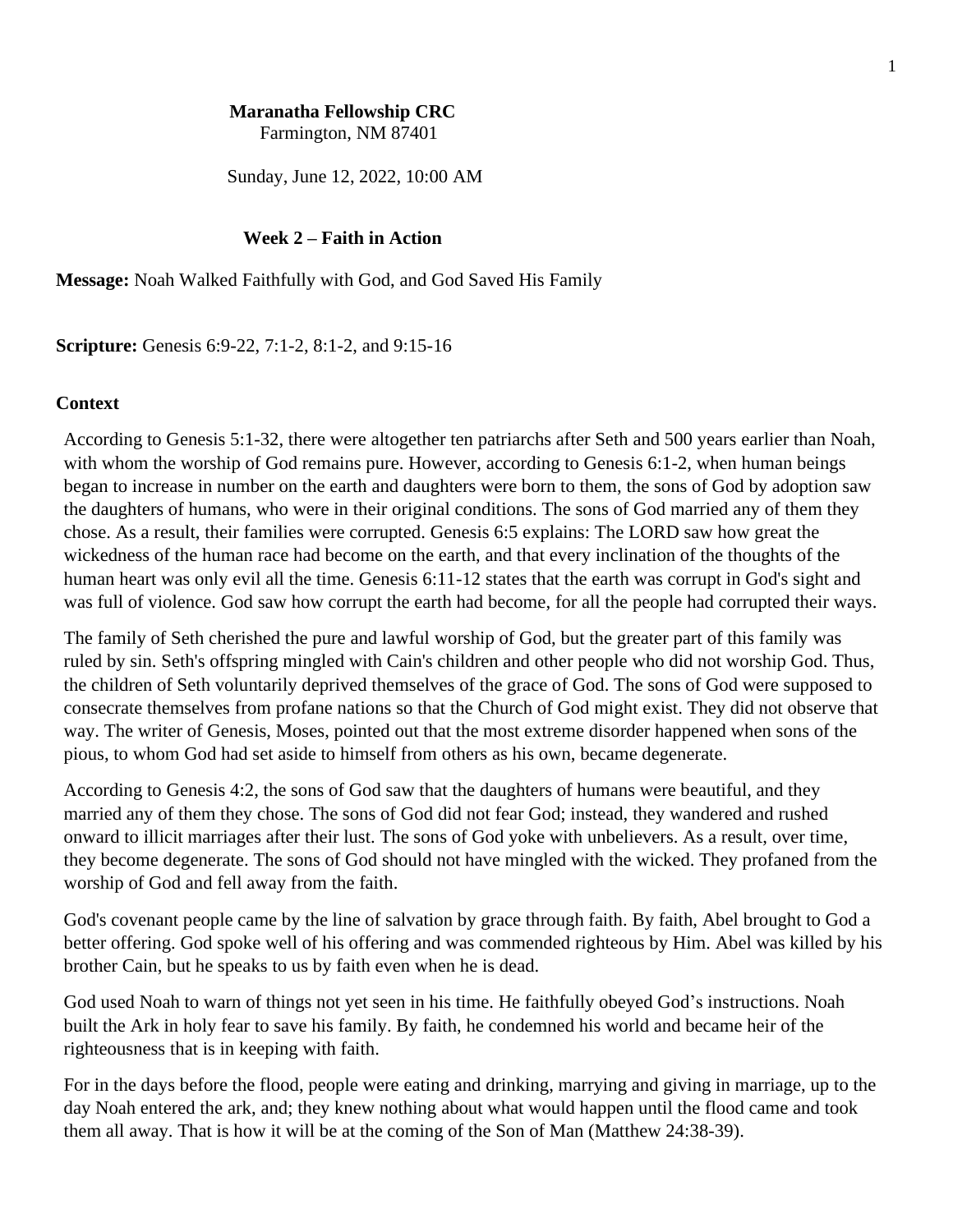**Maranatha Fellowship CRC**
Farmington, NM 87401

Sunday, June 12, 2022, 10:00 AM

**Week 2 – Faith in Action**

**Message:** Noah Walked Faithfully with God, and God Saved His Family

**Scripture:** Genesis 6:9-22, 7:1-2, 8:1-2, and 9:15-16

**Context**

According to Genesis 5:1-32, there were altogether ten patriarchs after Seth and 500 years earlier than Noah, with whom the worship of God remains pure. However, according to Genesis 6:1-2, when human beings began to increase in number on the earth and daughters were born to them, the sons of God by adoption saw the daughters of humans, who were in their original conditions. The sons of God married any of them they chose. As a result, their families were corrupted. Genesis 6:5 explains: The LORD saw how great the wickedness of the human race had become on the earth, and that every inclination of the thoughts of the human heart was only evil all the time. Genesis 6:11-12 states that the earth was corrupt in God's sight and was full of violence. God saw how corrupt the earth had become, for all the people had corrupted their ways.

The family of Seth cherished the pure and lawful worship of God, but the greater part of this family was ruled by sin. Seth's offspring mingled with Cain's children and other people who did not worship God. Thus, the children of Seth voluntarily deprived themselves of the grace of God. The sons of God were supposed to consecrate themselves from profane nations so that the Church of God might exist. They did not observe that way. The writer of Genesis, Moses, pointed out that the most extreme disorder happened when sons of the pious, to whom God had set aside to himself from others as his own, became degenerate.

According to Genesis 4:2, the sons of God saw that the daughters of humans were beautiful, and they married any of them they chose. The sons of God did not fear God; instead, they wandered and rushed onward to illicit marriages after their lust. The sons of God yoke with unbelievers. As a result, over time, they become degenerate. The sons of God should not have mingled with the wicked. They profaned from the worship of God and fell away from the faith.

God's covenant people came by the line of salvation by grace through faith. By faith, Abel brought to God a better offering. God spoke well of his offering and was commended righteous by Him. Abel was killed by his brother Cain, but he speaks to us by faith even when he is dead.

God used Noah to warn of things not yet seen in his time. He faithfully obeyed God's instructions. Noah built the Ark in holy fear to save his family. By faith, he condemned his world and became heir of the righteousness that is in keeping with faith.

For in the days before the flood, people were eating and drinking, marrying and giving in marriage, up to the day Noah entered the ark, and; they knew nothing about what would happen until the flood came and took them all away. That is how it will be at the coming of the Son of Man (Matthew 24:38-39).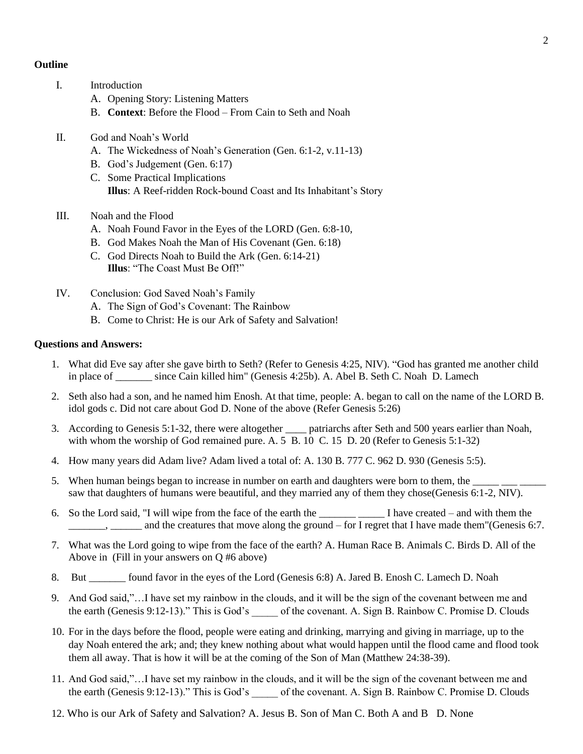**Outline**

I. Introduction
   A. Opening Story: Listening Matters
   B. **Context**: Before the Flood – From Cain to Seth and Noah

II. God and Noah's World
   A. The Wickedness of Noah's Generation (Gen. 6:1-2, v.11-13)
   B. God's Judgement (Gen. 6:17)
   C. Some Practical Implications
      **Illus**: A Reef-ridden Rock-bound Coast and Its Inhabitant's Story

III. Noah and the Flood
   A. Noah Found Favor in the Eyes of the LORD (Gen. 6:8-10,
   B. God Makes Noah the Man of His Covenant (Gen. 6:18)
   C. God Directs Noah to Build the Ark (Gen. 6:14-21)
      **Illus**: "The Coast Must Be Off!"

IV. Conclusion: God Saved Noah's Family
   A. The Sign of God's Covenant: The Rainbow
   B. Come to Christ: He is our Ark of Safety and Salvation!

**Questions and Answers:**

1. What did Eve say after she gave birth to Seth? (Refer to Genesis 4:25, NIV). "God has granted me another child in place of _______ since Cain killed him" (Genesis 4:25b). A. Abel B. Seth C. Noah D. Lamech

2. Seth also had a son, and he named him Enosh. At that time, people: A. began to call on the name of the LORD B. idol gods c. Did not care about God D. None of the above (Refer Genesis 5:26)

3. According to Genesis 5:1-32, there were altogether ____ patriarchs after Seth and 500 years earlier than Noah, with whom the worship of God remained pure. A. 5 B. 10 C. 15 D. 20 (Refer to Genesis 5:1-32)

4. How many years did Adam live? Adam lived a total of: A. 130 B. 777 C. 962 D. 930 (Genesis 5:5).

5. When human beings began to increase in number on earth and daughters were born to them, the _____ ___ _____ saw that daughters of humans were beautiful, and they married any of them they chose(Genesis 6:1-2, NIV).

6. So the Lord said, "I will wipe from the face of the earth the _______ _____ I have created – and with them the _______, ______ and the creatures that move along the ground – for I regret that I have made them"(Genesis 6:7.

7. What was the Lord going to wipe from the face of the earth? A. Human Race B. Animals C. Birds D. All of the Above in (Fill in your answers on Q #6 above)

8. But _______ found favor in the eyes of the Lord (Genesis 6:8) A. Jared B. Enosh C. Lamech D. Noah

9. And God said,"…I have set my rainbow in the clouds, and it will be the sign of the covenant between me and the earth (Genesis 9:12-13)." This is God's _____ of the covenant. A. Sign B. Rainbow C. Promise D. Clouds

10. For in the days before the flood, people were eating and drinking, marrying and giving in marriage, up to the day Noah entered the ark; and; they knew nothing about what would happen until the flood came and flood took them all away. That is how it will be at the coming of the Son of Man (Matthew 24:38-39).

11. And God said,"…I have set my rainbow in the clouds, and it will be the sign of the covenant between me and the earth (Genesis 9:12-13)." This is God's _____ of the covenant. A. Sign B. Rainbow C. Promise D. Clouds

12. Who is our Ark of Safety and Salvation? A. Jesus B. Son of Man C. Both A and B D. None